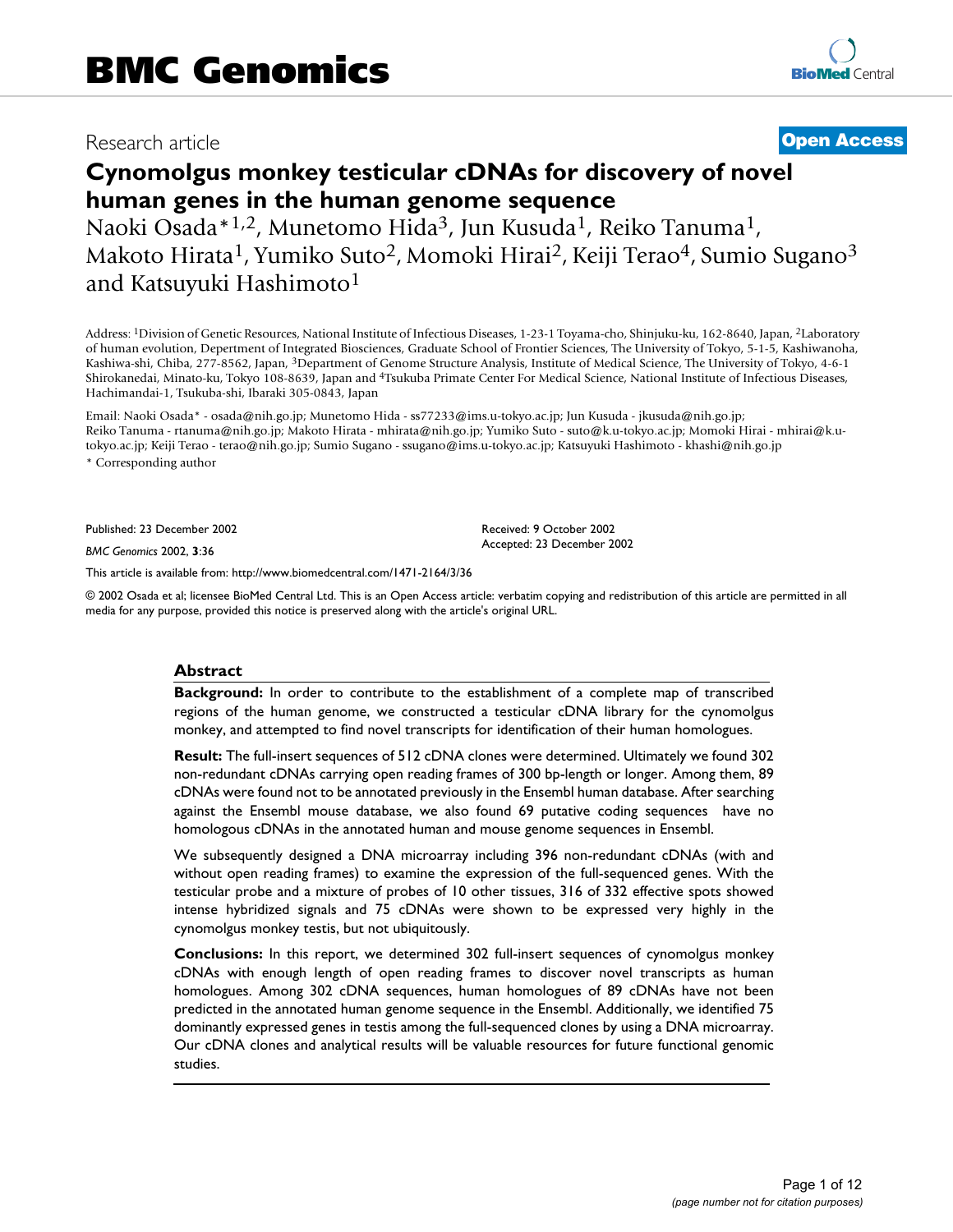Research article

**Open Access**

# Cynomolgus monkey testicular cDNAs for discovery of novel human genes in the human genome sequence

Naoki Osada*[1,2], Munetomo Hida[3], Jun Kusuda[1], Reiko Tanuma[1], Makoto Hirata[1], Yumiko Suto[2], Momoki Hirai[2], Keiji Terao[4], Sumio Sugano[3] and Katsuyuki Hashimoto[1]

Address: [1]Division of Genetic Resources, National Institute of Infectious Diseases, 1-23-1 Toyama-cho, Shinjuku-ku, 162-8640, Japan, [2]Laboratory of human evolution, Department of Integrated Biosciences, Graduate School of Frontier Sciences, The University of Tokyo, 5-1-5, Kashiwanoha, Kashiwa-shi, Chiba, 277-8562, Japan, [3]Department of Genome Structure Analysis, Institute of Medical Science, The University of Tokyo, 4-6-1 Shirokanedai, Minato-ku, Tokyo 108-8639, Japan and [4]Tsukuba Primate Center For Medical Science, National Institute of Infectious Diseases, Hachimandai-1, Tsukuba-shi, Ibaraki 305-0843, Japan

Email: Naoki Osada* - osada@nih.go.jp; Munetomo Hida - ss77233@ims.u-tokyo.ac.jp; Jun Kusuda - jkusuda@nih.go.jp; Reiko Tanuma - rtanuma@nih.go.jp; Makoto Hirata - mhirata@nih.go.jp; Yumiko Suto - suto@k.u-tokyo.ac.jp; Momoki Hirai - mhirai@k.u-tokyo.ac.jp; Keiji Terao - terao@nih.go.jp; Sumio Sugano - ssugano@ims.u-tokyo.ac.jp; Katsuyuki Hashimoto - khashi@nih.go.jp

\* Corresponding author

Published: 23 December 2002

*BMC Genomics* 2002, **3**:36

Received: 9 October 2002
Accepted: 23 December 2002

This article is available from: http://www.biomedcentral.com/1471-2164/3/36

© 2002 Osada et al; licensee BioMed Central Ltd. This is an Open Access article: verbatim copying and redistribution of this article are permitted in all media for any purpose, provided this notice is preserved along with the article's original URL.

## Abstract

**Background:** In order to contribute to the establishment of a complete map of transcribed regions of the human genome, we constructed a testicular cDNA library for the cynomolgus monkey, and attempted to find novel transcripts for identification of their human homologues.

**Result:** The full-insert sequences of 512 cDNA clones were determined. Ultimately we found 302 non-redundant cDNAs carrying open reading frames of 300 bp-length or longer. Among them, 89 cDNAs were found not to be annotated previously in the Ensembl human database. After searching against the Ensembl mouse database, we also found 69 putative coding sequences have no homologous cDNAs in the annotated human and mouse genome sequences in Ensembl.

We subsequently designed a DNA microarray including 396 non-redundant cDNAs (with and without open reading frames) to examine the expression of the full-sequenced genes. With the testicular probe and a mixture of probes of 10 other tissues, 316 of 332 effective spots showed intense hybridized signals and 75 cDNAs were shown to be expressed very highly in the cynomolgus monkey testis, but not ubiquitously.

**Conclusions:** In this report, we determined 302 full-insert sequences of cynomolgus monkey cDNAs with enough length of open reading frames to discover novel transcripts as human homologues. Among 302 cDNA sequences, human homologues of 89 cDNAs have not been predicted in the annotated human genome sequence in the Ensembl. Additionally, we identified 75 dominantly expressed genes in testis among the full-sequenced clones by using a DNA microarray. Our cDNA clones and analytical results will be valuable resources for future functional genomic studies.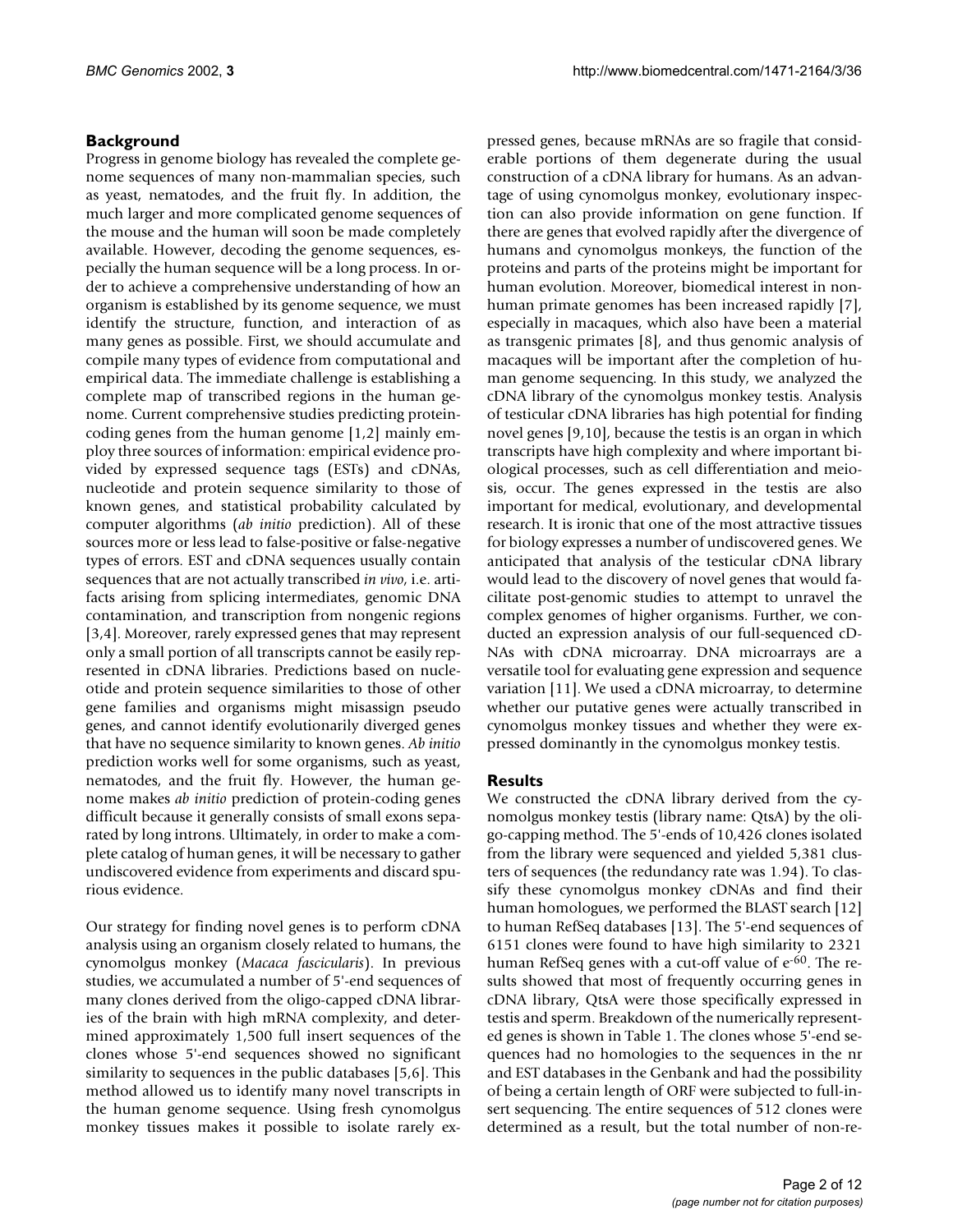## Background

Progress in genome biology has revealed the complete genome sequences of many non-mammalian species, such as yeast, nematodes, and the fruit fly. In addition, the much larger and more complicated genome sequences of the mouse and the human will soon be made completely available. However, decoding the genome sequences, especially the human sequence will be a long process. In order to achieve a comprehensive understanding of how an organism is established by its genome sequence, we must identify the structure, function, and interaction of as many genes as possible. First, we should accumulate and compile many types of evidence from computational and empirical data. The immediate challenge is establishing a complete map of transcribed regions in the human genome. Current comprehensive studies predicting protein-coding genes from the human genome [1,2] mainly employ three sources of information: empirical evidence provided by expressed sequence tags (ESTs) and cDNAs, nucleotide and protein sequence similarity to those of known genes, and statistical probability calculated by computer algorithms (*ab initio* prediction). All of these sources more or less lead to false-positive or false-negative types of errors. EST and cDNA sequences usually contain sequences that are not actually transcribed *in vivo*, i.e. artifacts arising from splicing intermediates, genomic DNA contamination, and transcription from nongenic regions [3,4]. Moreover, rarely expressed genes that may represent only a small portion of all transcripts cannot be easily represented in cDNA libraries. Predictions based on nucleotide and protein sequence similarities to those of other gene families and organisms might misassign pseudo genes, and cannot identify evolutionarily diverged genes that have no sequence similarity to known genes. *Ab initio* prediction works well for some organisms, such as yeast, nematodes, and the fruit fly. However, the human genome makes *ab initio* prediction of protein-coding genes difficult because it generally consists of small exons separated by long introns. Ultimately, in order to make a complete catalog of human genes, it will be necessary to gather undiscovered evidence from experiments and discard spurious evidence.

Our strategy for finding novel genes is to perform cDNA analysis using an organism closely related to humans, the cynomolgus monkey (*Macaca fascicularis*). In previous studies, we accumulated a number of 5'-end sequences of many clones derived from the oligo-capped cDNA libraries of the brain with high mRNA complexity, and determined approximately 1,500 full insert sequences of the clones whose 5'-end sequences showed no significant similarity to sequences in the public databases [5,6]. This method allowed us to identify many novel transcripts in the human genome sequence. Using fresh cynomolgus monkey tissues makes it possible to isolate rarely expressed genes, because mRNAs are so fragile that considerable portions of them degenerate during the usual construction of a cDNA library for humans. As an advantage of using cynomolgus monkey, evolutionary inspection can also provide information on gene function. If there are genes that evolved rapidly after the divergence of humans and cynomolgus monkeys, the function of the proteins and parts of the proteins might be important for human evolution. Moreover, biomedical interest in non-human primate genomes has been increased rapidly [7], especially in macaques, which also have been a material as transgenic primates [8], and thus genomic analysis of macaques will be important after the completion of human genome sequencing. In this study, we analyzed the cDNA library of the cynomolgus monkey testis. Analysis of testicular cDNA libraries has high potential for finding novel genes [9,10], because the testis is an organ in which transcripts have high complexity and where important biological processes, such as cell differentiation and meiosis, occur. The genes expressed in the testis are also important for medical, evolutionary, and developmental research. It is ironic that one of the most attractive tissues for biology expresses a number of undiscovered genes. We anticipated that analysis of the testicular cDNA library would lead to the discovery of novel genes that would facilitate post-genomic studies to attempt to unravel the complex genomes of higher organisms. Further, we conducted an expression analysis of our full-sequenced cDNAs with cDNA microarray. DNA microarrays are a versatile tool for evaluating gene expression and sequence variation [11]. We used a cDNA microarray, to determine whether our putative genes were actually transcribed in cynomolgus monkey tissues and whether they were expressed dominantly in the cynomolgus monkey testis.

## Results

We constructed the cDNA library derived from the cynomolgus monkey testis (library name: QtsA) by the oligo-capping method. The 5'-ends of 10,426 clones isolated from the library were sequenced and yielded 5,381 clusters of sequences (the redundancy rate was 1.94). To classify these cynomolgus monkey cDNAs and find their human homologues, we performed the BLAST search [12] to human RefSeq databases [13]. The 5'-end sequences of 6151 clones were found to have high similarity to 2321 human RefSeq genes with a cut-off value of $e^{-60}$. The results showed that most of frequently occurring genes in cDNA library, QtsA were those specifically expressed in testis and sperm. Breakdown of the numerically represented genes is shown in Table 1. The clones whose 5'-end sequences had no homologies to the sequences in the nr and EST databases in the Genbank and had the possibility of being a certain length of ORF were subjected to full-insert sequencing. The entire sequences of 512 clones were determined as a result, but the total number of non-re-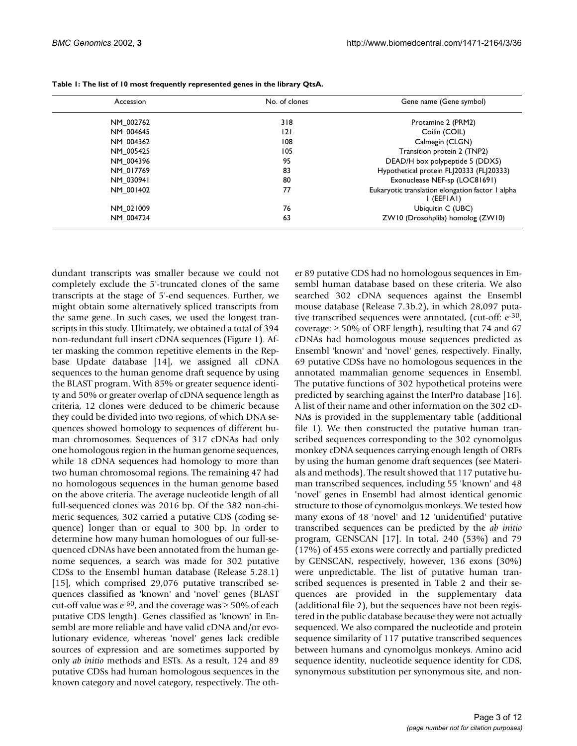**Table 1: The list of 10 most frequently represented genes in the library QtsA.**

| Accession | No. of clones | Gene name (Gene symbol) |
| --- | --- | --- |
| NM_002762 | 318 | Protamine 2 (PRM2) |
| NM_004645 | 121 | Coilin (COIL) |
| NM_004362 | 108 | Calmegin (CLGN) |
| NM_005425 | 105 | Transition protein 2 (TNP2) |
| NM_004396 | 95 | DEAD/H box polypeptide 5 (DDX5) |
| NM_017769 | 83 | Hypothetical protein FLJ20333 (FLJ20333) |
| NM_030941 | 80 | Exonuclease NEF-sp (LOC81691) |
| NM_001402 | 77 | Eukaryotic translation elongation factor 1 alpha 1 (EEF1A1) |
| NM_021009 | 76 | Ubiquitin C (UBC) |
| NM_004724 | 63 | ZW10 (Drosohplila) homolog (ZW10) |

dundant transcripts was smaller because we could not completely exclude the 5'-truncated clones of the same transcripts at the stage of 5'-end sequences. Further, we might obtain some alternatively spliced transcripts from the same gene. In such cases, we used the longest transcripts in this study. Ultimately, we obtained a total of 394 non-redundant full insert cDNA sequences (Figure 1). After masking the common repetitive elements in the Repbase Update database [14], we assigned all cDNA sequences to the human genome draft sequence by using the BLAST program. With 85% or greater sequence identity and 50% or greater overlap of cDNA sequence length as criteria, 12 clones were deduced to be chimeric because they could be divided into two regions, of which DNA sequences showed homology to sequences of different human chromosomes. Sequences of 317 cDNAs had only one homologous region in the human genome sequences, while 18 cDNA sequences had homology to more than two human chromosomal regions. The remaining 47 had no homologous sequences in the human genome based on the above criteria. The average nucleotide length of all full-sequenced clones was 2016 bp. Of the 382 non-chimeric sequences, 302 carried a putative CDS (coding sequence) longer than or equal to 300 bp. In order to determine how many human homologues of our full-sequenced cDNAs have been annotated from the human genome sequences, a search was made for 302 putative CDSs to the Ensembl human database (Release 5.28.1) [15], which comprised 29,076 putative transcribed sequences classified as 'known' and 'novel' genes (BLAST cut-off value was $e^{-60}$, and the coverage was ≥ 50% of each putative CDS length). Genes classified as 'known' in Ensembl are more reliable and have valid cDNA and/or evolutionary evidence, whereas 'novel' genes lack credible sources of expression and are sometimes supported by only *ab initio* methods and ESTs. As a result, 124 and 89 putative CDSs had human homologous sequences in the known category and novel category, respectively. The other 89 putative CDS had no homologous sequences in Emsembl human database based on these criteria. We also searched 302 cDNA sequences against the Ensembl mouse database (Release 7.3b.2), in which 28,097 putative transcribed sequences were annotated, (cut-off: $e^{-30}$, coverage: ≥ 50% of ORF length), resulting that 74 and 67 cDNAs had homologous mouse sequences predicted as Ensembl 'known' and 'novel' genes, respectively. Finally, 69 putative CDSs have no homologous sequences in the annotated mammalian genome sequences in Ensembl. The putative functions of 302 hypothetical proteins were predicted by searching against the InterPro database [16]. A list of their name and other information on the 302 cDNAs is provided in the supplementary table (additional file 1). We then constructed the putative human transcribed sequences corresponding to the 302 cynomolgus monkey cDNA sequences carrying enough length of ORFs by using the human genome draft sequences (see Materials and methods). The result showed that 117 putative human transcribed sequences, including 55 'known' and 48 'novel' genes in Ensembl had almost identical genomic structure to those of cynomolgus monkeys. We tested how many exons of 48 'novel' and 12 'unidentified' putative transcribed sequences can be predicted by the *ab initio* program, GENSCAN [17]. In total, 240 (53%) and 79 (17%) of 455 exons were correctly and partially predicted by GENSCAN, respectively, however, 136 exons (30%) were unpredictable. The list of putative human transcribed sequences is presented in Table 2 and their sequences are provided in the supplementary data (additional file 2), but the sequences have not been registered in the public database because they were not actually sequenced. We also compared the nucleotide and protein sequence similarity of 117 putative transcribed sequences between humans and cynomolgus monkeys. Amino acid sequence identity, nucleotide sequence identity for CDS, synonymous substitution per synonymous site, and non-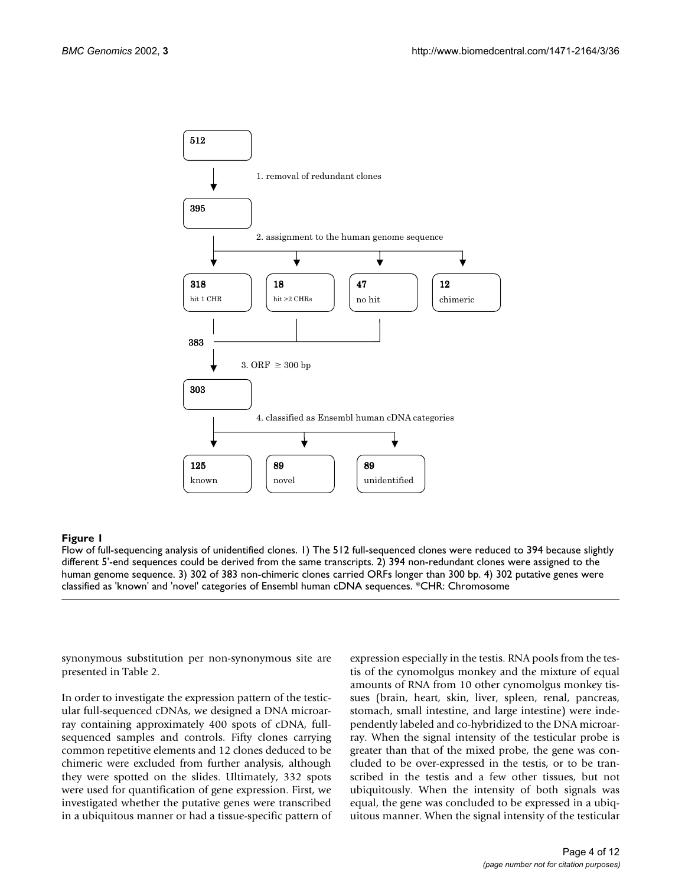512

1. removal of redundant clones

395

2. assignment to the human genome sequence

| 318 hit 1 CHR | 18 hit >2 CHRs | 47 no hit | 12 chimeric |
|---|---|---|---|

383

3. ORF $\geq$ 300 bp

303

4. classified as Ensembl human cDNA categories

| 125 known | 89 novel | 89 unidentified |
|---|---|---|

**Figure 1**

Flow of full-sequencing analysis of unidentified clones. 1) The 512 full-sequenced clones were reduced to 394 because slightly different 5'-end sequences could be derived from the same transcripts. 2) 394 non-redundant clones were assigned to the human genome sequence. 3) 302 of 383 non-chimeric clones carried ORFs longer than 300 bp. 4) 302 putative genes were classified as 'known' and 'novel' categories of Ensembl human cDNA sequences. *CHR: Chromosome

synonymous substitution per non-synonymous site are presented in Table 2.

In order to investigate the expression pattern of the testicular full-sequenced cDNAs, we designed a DNA microarray containing approximately 400 spots of cDNA, full-sequenced samples and controls. Fifty clones carrying common repetitive elements and 12 clones deduced to be chimeric were excluded from further analysis, although they were spotted on the slides. Ultimately, 332 spots were used for quantification of gene expression. First, we investigated whether the putative genes were transcribed in a ubiquitous manner or had a tissue-specific pattern of expression especially in the testis. RNA pools from the testis of the cynomolgus monkey and the mixture of equal amounts of RNA from 10 other cynomolgus monkey tissues (brain, heart, skin, liver, spleen, renal, pancreas, stomach, small intestine, and large intestine) were independently labeled and co-hybridized to the DNA microarray. When the signal intensity of the testicular probe is greater than that of the mixed probe, the gene was concluded to be over-expressed in the testis, or to be transcribed in the testis and a few other tissues, but not ubiquitously. When the intensity of both signals was equal, the gene was concluded to be expressed in a ubiquitous manner. When the signal intensity of the testicular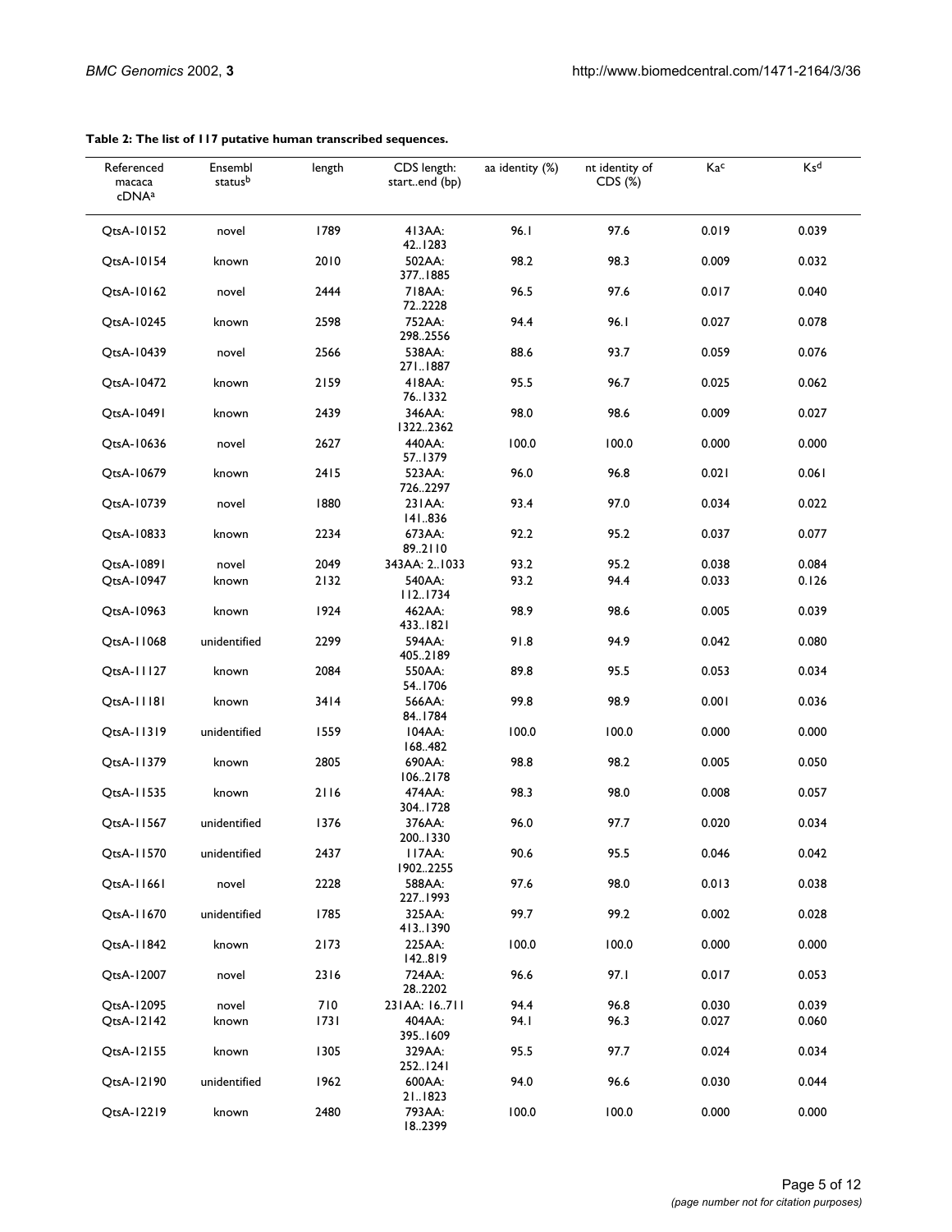**Table 2: The list of 117 putative human transcribed sequences.**

| Referenced macaca cDNA[a] | Ensembl status[b] | length | CDS length: start..end (bp) | aa identity (%) | nt identity of CDS (%) | Ka[c] | Ks[d] |
|---|---|---|---|---|---|---|---|
| QtsA-10152 | novel | 1789 | 413AA: 42..1283 | 96.1 | 97.6 | 0.019 | 0.039 |
| QtsA-10154 | known | 2010 | 502AA: 377..1885 | 98.2 | 98.3 | 0.009 | 0.032 |
| QtsA-10162 | novel | 2444 | 718AA: 72..2228 | 96.5 | 97.6 | 0.017 | 0.040 |
| QtsA-10245 | known | 2598 | 752AA: 298..2556 | 94.4 | 96.1 | 0.027 | 0.078 |
| QtsA-10439 | novel | 2566 | 538AA: 271..1887 | 88.6 | 93.7 | 0.059 | 0.076 |
| QtsA-10472 | known | 2159 | 418AA: 76..1332 | 95.5 | 96.7 | 0.025 | 0.062 |
| QtsA-10491 | known | 2439 | 346AA: 1322..2362 | 98.0 | 98.6 | 0.009 | 0.027 |
| QtsA-10636 | novel | 2627 | 440AA: 57..1379 | 100.0 | 100.0 | 0.000 | 0.000 |
| QtsA-10679 | known | 2415 | 523AA: 726..2297 | 96.0 | 96.8 | 0.021 | 0.061 |
| QtsA-10739 | novel | 1880 | 231AA: 141..836 | 93.4 | 97.0 | 0.034 | 0.022 |
| QtsA-10833 | known | 2234 | 673AA: 89..2110 | 92.2 | 95.2 | 0.037 | 0.077 |
| QtsA-10891 | novel | 2049 | 343AA: 2..1033 | 93.2 | 95.2 | 0.038 | 0.084 |
| QtsA-10947 | known | 2132 | 540AA: 112..1734 | 93.2 | 94.4 | 0.033 | 0.126 |
| QtsA-10963 | known | 1924 | 462AA: 433..1821 | 98.9 | 98.6 | 0.005 | 0.039 |
| QtsA-11068 | unidentified | 2299 | 594AA: 405..2189 | 91.8 | 94.9 | 0.042 | 0.080 |
| QtsA-11127 | known | 2084 | 550AA: 54..1706 | 89.8 | 95.5 | 0.053 | 0.034 |
| QtsA-11181 | known | 3414 | 566AA: 84..1784 | 99.8 | 98.9 | 0.001 | 0.036 |
| QtsA-11319 | unidentified | 1559 | 104AA: 168..482 | 100.0 | 100.0 | 0.000 | 0.000 |
| QtsA-11379 | known | 2805 | 690AA: 106..2178 | 98.8 | 98.2 | 0.005 | 0.050 |
| QtsA-11535 | known | 2116 | 474AA: 304..1728 | 98.3 | 98.0 | 0.008 | 0.057 |
| QtsA-11567 | unidentified | 1376 | 376AA: 200..1330 | 96.0 | 97.7 | 0.020 | 0.034 |
| QtsA-11570 | unidentified | 2437 | 117AA: 1902..2255 | 90.6 | 95.5 | 0.046 | 0.042 |
| QtsA-11661 | novel | 2228 | 588AA: 227..1993 | 97.6 | 98.0 | 0.013 | 0.038 |
| QtsA-11670 | unidentified | 1785 | 325AA: 413..1390 | 99.7 | 99.2 | 0.002 | 0.028 |
| QtsA-11842 | known | 2173 | 225AA: 142..819 | 100.0 | 100.0 | 0.000 | 0.000 |
| QtsA-12007 | novel | 2316 | 724AA: 28..2202 | 96.6 | 97.1 | 0.017 | 0.053 |
| QtsA-12095 | novel | 710 | 231AA: 16..711 | 94.4 | 96.8 | 0.030 | 0.039 |
| QtsA-12142 | known | 1731 | 404AA: 395..1609 | 94.1 | 96.3 | 0.027 | 0.060 |
| QtsA-12155 | known | 1305 | 329AA: 252..1241 | 95.5 | 97.7 | 0.024 | 0.034 |
| QtsA-12190 | unidentified | 1962 | 600AA: 21..1823 | 94.0 | 96.6 | 0.030 | 0.044 |
| QtsA-12219 | known | 2480 | 793AA: 18..2399 | 100.0 | 100.0 | 0.000 | 0.000 |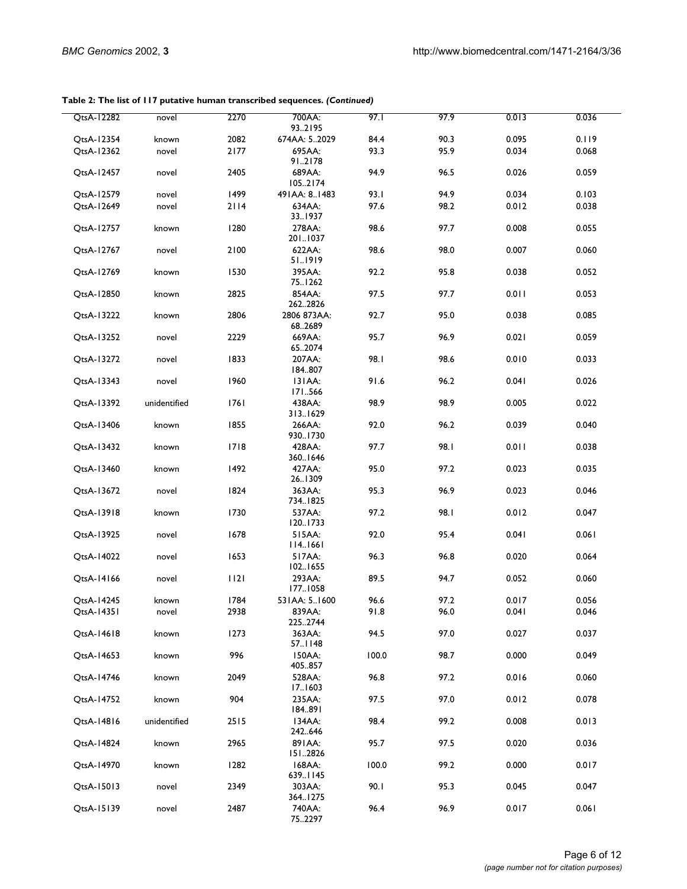**Table 2: The list of 117 putative human transcribed sequences.** ***(Continued)***

| | | | | | | | |
|---|---|---|---|---|---|---|---|
| QtsA-12282 | novel | 2270 | 700AA: 93..2195 | 97.1 | 97.9 | 0.013 | 0.036 |
| QtsA-12354 | known | 2082 | 674AA: 5..2029 | 84.4 | 90.3 | 0.095 | 0.119 |
| QtsA-12362 | novel | 2177 | 695AA: 91..2178 | 93.3 | 95.9 | 0.034 | 0.068 |
| QtsA-12457 | novel | 2405 | 689AA: 105..2174 | 94.9 | 96.5 | 0.026 | 0.059 |
| QtsA-12579 | novel | 1499 | 491AA: 8..1483 | 93.1 | 94.9 | 0.034 | 0.103 |
| QtsA-12649 | novel | 2114 | 634AA: 33..1937 | 97.6 | 98.2 | 0.012 | 0.038 |
| QtsA-12757 | known | 1280 | 278AA: 201..1037 | 98.6 | 97.7 | 0.008 | 0.055 |
| QtsA-12767 | novel | 2100 | 622AA: 51..1919 | 98.6 | 98.0 | 0.007 | 0.060 |
| QtsA-12769 | known | 1530 | 395AA: 75..1262 | 92.2 | 95.8 | 0.038 | 0.052 |
| QtsA-12850 | known | 2825 | 854AA: 262..2826 | 97.5 | 97.7 | 0.011 | 0.053 |
| QtsA-13222 | known | 2806 | 2806 873AA: 68..2689 | 92.7 | 95.0 | 0.038 | 0.085 |
| QtsA-13252 | novel | 2229 | 669AA: 65..2074 | 95.7 | 96.9 | 0.021 | 0.059 |
| QtsA-13272 | novel | 1833 | 207AA: 184..807 | 98.1 | 98.6 | 0.010 | 0.033 |
| QtsA-13343 | novel | 1960 | 131AA: 171..566 | 91.6 | 96.2 | 0.041 | 0.026 |
| QtsA-13392 | unidentified | 1761 | 438AA: 313..1629 | 98.9 | 98.9 | 0.005 | 0.022 |
| QtsA-13406 | known | 1855 | 266AA: 930..1730 | 92.0 | 96.2 | 0.039 | 0.040 |
| QtsA-13432 | known | 1718 | 428AA: 360..1646 | 97.7 | 98.1 | 0.011 | 0.038 |
| QtsA-13460 | known | 1492 | 427AA: 26..1309 | 95.0 | 97.2 | 0.023 | 0.035 |
| QtsA-13672 | novel | 1824 | 363AA: 734..1825 | 95.3 | 96.9 | 0.023 | 0.046 |
| QtsA-13918 | known | 1730 | 537AA: 120..1733 | 97.2 | 98.1 | 0.012 | 0.047 |
| QtsA-13925 | novel | 1678 | 515AA: 114..1661 | 92.0 | 95.4 | 0.041 | 0.061 |
| QtsA-14022 | novel | 1653 | 517AA: 102..1655 | 96.3 | 96.8 | 0.020 | 0.064 |
| QtsA-14166 | novel | 1121 | 293AA: 177..1058 | 89.5 | 94.7 | 0.052 | 0.060 |
| QtsA-14245 | known | 1784 | 531AA: 5..1600 | 96.6 | 97.2 | 0.017 | 0.056 |
| QtsA-14351 | novel | 2938 | 839AA: 225..2744 | 91.8 | 96.0 | 0.041 | 0.046 |
| QtsA-14618 | known | 1273 | 363AA: 57..1148 | 94.5 | 97.0 | 0.027 | 0.037 |
| QtsA-14653 | known | 996 | 150AA: 405..857 | 100.0 | 98.7 | 0.000 | 0.049 |
| QtsA-14746 | known | 2049 | 528AA: 17..1603 | 96.8 | 97.2 | 0.016 | 0.060 |
| QtsA-14752 | known | 904 | 235AA: 184..891 | 97.5 | 97.0 | 0.012 | 0.078 |
| QtsA-14816 | unidentified | 2515 | 134AA: 242..646 | 98.4 | 99.2 | 0.008 | 0.013 |
| QtsA-14824 | known | 2965 | 891AA: 151..2826 | 95.7 | 97.5 | 0.020 | 0.036 |
| QtsA-14970 | known | 1282 | 168AA: 639..1145 | 100.0 | 99.2 | 0.000 | 0.017 |
| QtsA-15013 | novel | 2349 | 303AA: 364..1275 | 90.1 | 95.3 | 0.045 | 0.047 |
| QtsA-15139 | novel | 2487 | 740AA: 75..2297 | 96.4 | 96.9 | 0.017 | 0.061 |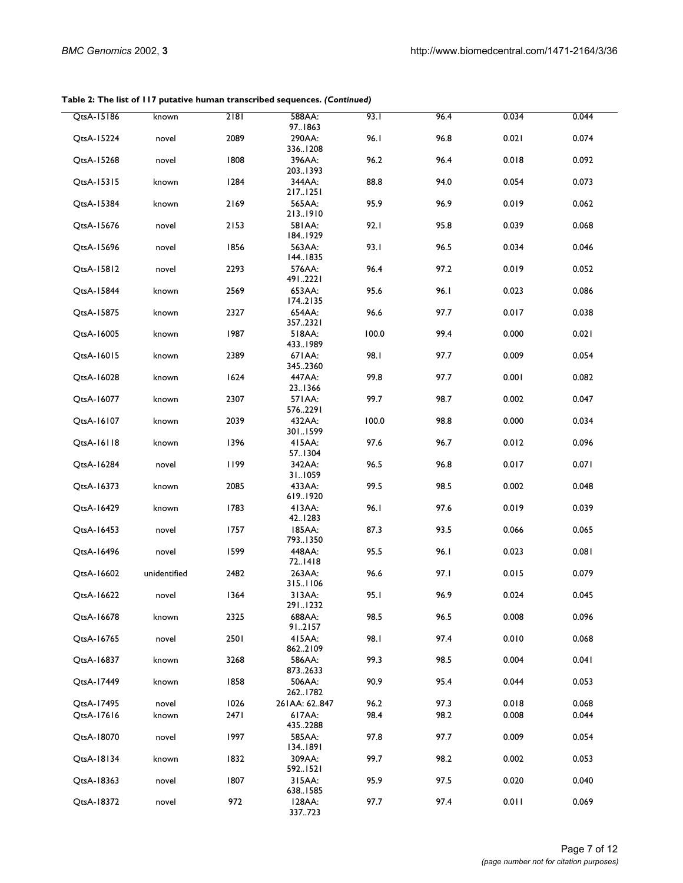**Table 2: The list of 117 putative human transcribed sequences.** ***(Continued)***

| | | | | | | | |
|---|---|---|---|---|---|---|---|
| QtsA-15186 | known | 2181 | 588AA: 97..1863 | 93.1 | 96.4 | 0.034 | 0.044 |
| QtsA-15224 | novel | 2089 | 290AA: 336..1208 | 96.1 | 96.8 | 0.021 | 0.074 |
| QtsA-15268 | novel | 1808 | 396AA: 203..1393 | 96.2 | 96.4 | 0.018 | 0.092 |
| QtsA-15315 | known | 1284 | 344AA: 217..1251 | 88.8 | 94.0 | 0.054 | 0.073 |
| QtsA-15384 | known | 2169 | 565AA: 213..1910 | 95.9 | 96.9 | 0.019 | 0.062 |
| QtsA-15676 | novel | 2153 | 581AA: 184..1929 | 92.1 | 95.8 | 0.039 | 0.068 |
| QtsA-15696 | novel | 1856 | 563AA: 144..1835 | 93.1 | 96.5 | 0.034 | 0.046 |
| QtsA-15812 | novel | 2293 | 576AA: 491..2221 | 96.4 | 97.2 | 0.019 | 0.052 |
| QtsA-15844 | known | 2569 | 653AA: 174..2135 | 95.6 | 96.1 | 0.023 | 0.086 |
| QtsA-15875 | known | 2327 | 654AA: 357..2321 | 96.6 | 97.7 | 0.017 | 0.038 |
| QtsA-16005 | known | 1987 | 518AA: 433..1989 | 100.0 | 99.4 | 0.000 | 0.021 |
| QtsA-16015 | known | 2389 | 671AA: 345..2360 | 98.1 | 97.7 | 0.009 | 0.054 |
| QtsA-16028 | known | 1624 | 447AA: 23..1366 | 99.8 | 97.7 | 0.001 | 0.082 |
| QtsA-16077 | known | 2307 | 571AA: 576..2291 | 99.7 | 98.7 | 0.002 | 0.047 |
| QtsA-16107 | known | 2039 | 432AA: 301..1599 | 100.0 | 98.8 | 0.000 | 0.034 |
| QtsA-16118 | known | 1396 | 415AA: 57..1304 | 97.6 | 96.7 | 0.012 | 0.096 |
| QtsA-16284 | novel | 1199 | 342AA: 31..1059 | 96.5 | 96.8 | 0.017 | 0.071 |
| QtsA-16373 | known | 2085 | 433AA: 619..1920 | 99.5 | 98.5 | 0.002 | 0.048 |
| QtsA-16429 | known | 1783 | 413AA: 42..1283 | 96.1 | 97.6 | 0.019 | 0.039 |
| QtsA-16453 | novel | 1757 | 185AA: 793..1350 | 87.3 | 93.5 | 0.066 | 0.065 |
| QtsA-16496 | novel | 1599 | 448AA: 72..1418 | 95.5 | 96.1 | 0.023 | 0.081 |
| QtsA-16602 | unidentified | 2482 | 263AA: 315..1106 | 96.6 | 97.1 | 0.015 | 0.079 |
| QtsA-16622 | novel | 1364 | 313AA: 291..1232 | 95.1 | 96.9 | 0.024 | 0.045 |
| QtsA-16678 | known | 2325 | 688AA: 91..2157 | 98.5 | 96.5 | 0.008 | 0.096 |
| QtsA-16765 | novel | 2501 | 415AA: 862..2109 | 98.1 | 97.4 | 0.010 | 0.068 |
| QtsA-16837 | known | 3268 | 586AA: 873..2633 | 99.3 | 98.5 | 0.004 | 0.041 |
| QtsA-17449 | known | 1858 | 506AA: 262..1782 | 90.9 | 95.4 | 0.044 | 0.053 |
| QtsA-17495 | novel | 1026 | 261AA: 62..847 | 96.2 | 97.3 | 0.018 | 0.068 |
| QtsA-17616 | known | 2471 | 617AA: 435..2288 | 98.4 | 98.2 | 0.008 | 0.044 |
| QtsA-18070 | novel | 1997 | 585AA: 134..1891 | 97.8 | 97.7 | 0.009 | 0.054 |
| QtsA-18134 | known | 1832 | 309AA: 592..1521 | 99.7 | 98.2 | 0.002 | 0.053 |
| QtsA-18363 | novel | 1807 | 315AA: 638..1585 | 95.9 | 97.5 | 0.020 | 0.040 |
| QtsA-18372 | novel | 972 | 128AA: 337..723 | 97.7 | 97.4 | 0.011 | 0.069 |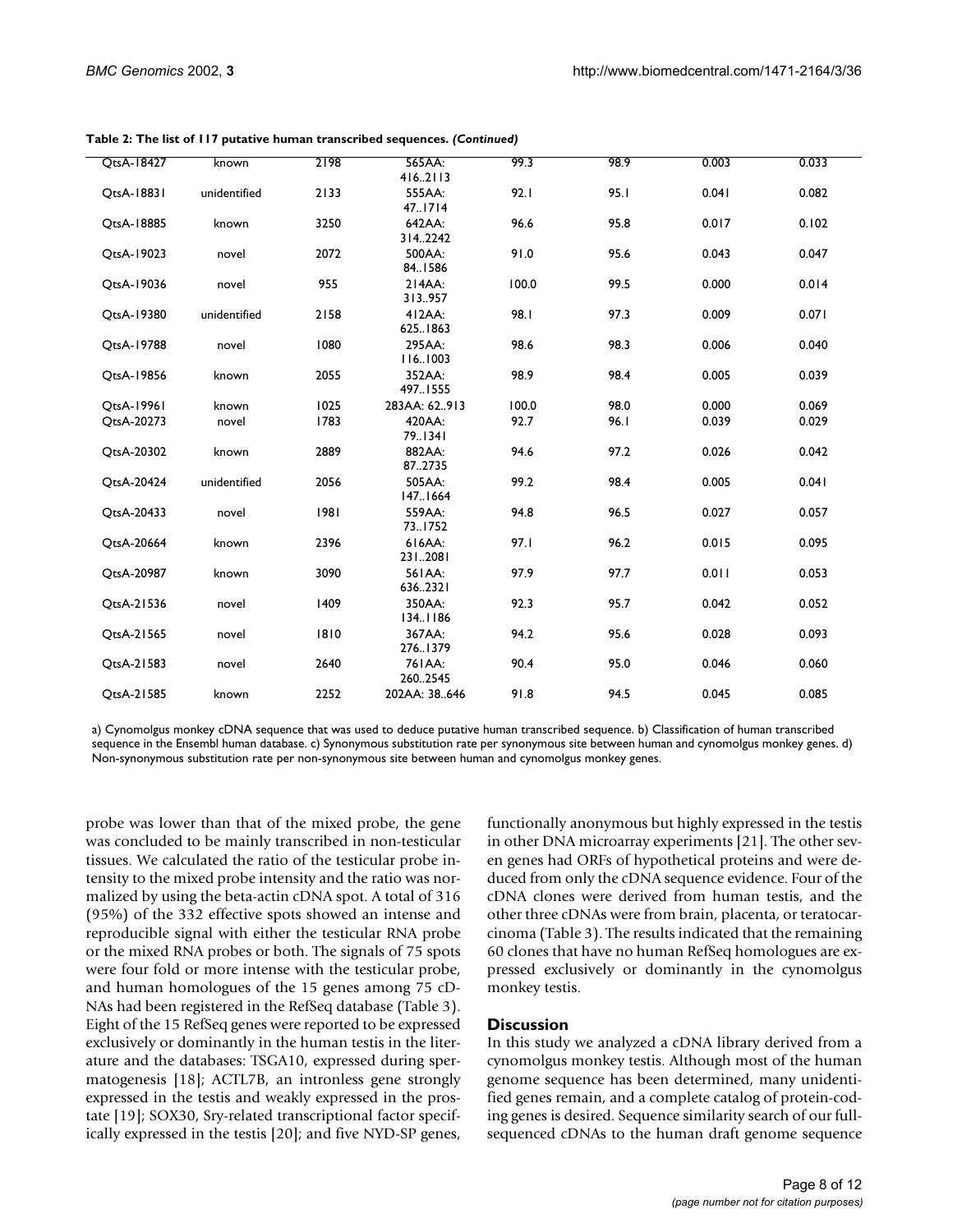**Table 2: The list of 117 putative human transcribed sequences.** *(Continued)*

| | | | | | | | |
|---|---|---|---|---|---|---|---|
| QtsA-18427 | known | 2198 | 565AA: 416..2113 | 99.3 | 98.9 | 0.003 | 0.033 |
| QtsA-18831 | unidentified | 2133 | 555AA: 47..1714 | 92.1 | 95.1 | 0.041 | 0.082 |
| QtsA-18885 | known | 3250 | 642AA: 314..2242 | 96.6 | 95.8 | 0.017 | 0.102 |
| QtsA-19023 | novel | 2072 | 500AA: 84..1586 | 91.0 | 95.6 | 0.043 | 0.047 |
| QtsA-19036 | novel | 955 | 214AA: 313..957 | 100.0 | 99.5 | 0.000 | 0.014 |
| QtsA-19380 | unidentified | 2158 | 412AA: 625..1863 | 98.1 | 97.3 | 0.009 | 0.071 |
| QtsA-19788 | novel | 1080 | 295AA: 116..1003 | 98.6 | 98.3 | 0.006 | 0.040 |
| QtsA-19856 | known | 2055 | 352AA: 497..1555 | 98.9 | 98.4 | 0.005 | 0.039 |
| QtsA-19961 | known | 1025 | 283AA: 62..913 | 100.0 | 98.0 | 0.000 | 0.069 |
| QtsA-20273 | novel | 1783 | 420AA: 79..1341 | 92.7 | 96.1 | 0.039 | 0.029 |
| QtsA-20302 | known | 2889 | 882AA: 87..2735 | 94.6 | 97.2 | 0.026 | 0.042 |
| QtsA-20424 | unidentified | 2056 | 505AA: 147..1664 | 99.2 | 98.4 | 0.005 | 0.041 |
| QtsA-20433 | novel | 1981 | 559AA: 73..1752 | 94.8 | 96.5 | 0.027 | 0.057 |
| QtsA-20664 | known | 2396 | 616AA: 231..2081 | 97.1 | 96.2 | 0.015 | 0.095 |
| QtsA-20987 | known | 3090 | 561AA: 636..2321 | 97.9 | 97.7 | 0.011 | 0.053 |
| QtsA-21536 | novel | 1409 | 350AA: 134..1186 | 92.3 | 95.7 | 0.042 | 0.052 |
| QtsA-21565 | novel | 1810 | 367AA: 276..1379 | 94.2 | 95.6 | 0.028 | 0.093 |
| QtsA-21583 | novel | 2640 | 761AA: 260..2545 | 90.4 | 95.0 | 0.046 | 0.060 |
| QtsA-21585 | known | 2252 | 202AA: 38..646 | 91.8 | 94.5 | 0.045 | 0.085 |

a) Cynomolgus monkey cDNA sequence that was used to deduce putative human transcribed sequence. b) Classification of human transcribed sequence in the Ensembl human database. c) Synonymous substitution rate per synonymous site between human and cynomolgus monkey genes. d) Non-synonymous substitution rate per non-synonymous site between human and cynomolgus monkey genes.

probe was lower than that of the mixed probe, the gene was concluded to be mainly transcribed in non-testicular tissues. We calculated the ratio of the testicular probe intensity to the mixed probe intensity and the ratio was normalized by using the beta-actin cDNA spot. A total of 316 (95%) of the 332 effective spots showed an intense and reproducible signal with either the testicular RNA probe or the mixed RNA probes or both. The signals of 75 spots were four fold or more intense with the testicular probe, and human homologues of the 15 genes among 75 cDNAs had been registered in the RefSeq database (Table 3). Eight of the 15 RefSeq genes were reported to be expressed exclusively or dominantly in the human testis in the literature and the databases: TSGA10, expressed during spermatogenesis [18]; ACTL7B, an intronless gene strongly expressed in the testis and weakly expressed in the prostate [19]; SOX30, Sry-related transcriptional factor specifically expressed in the testis [20]; and five NYD-SP genes, functionally anonymous but highly expressed in the testis in other DNA microarray experiments [21]. The other seven genes had ORFs of hypothetical proteins and were deduced from only the cDNA sequence evidence. Four of the cDNA clones were derived from human testis, and the other three cDNAs were from brain, placenta, or teratocarcinoma (Table 3). The results indicated that the remaining 60 clones that have no human RefSeq homologues are expressed exclusively or dominantly in the cynomolgus monkey testis.

## Discussion

In this study we analyzed a cDNA library derived from a cynomolgus monkey testis. Although most of the human genome sequence has been determined, many unidentified genes remain, and a complete catalog of protein-coding genes is desired. Sequence similarity search of our full-sequenced cDNAs to the human draft genome sequence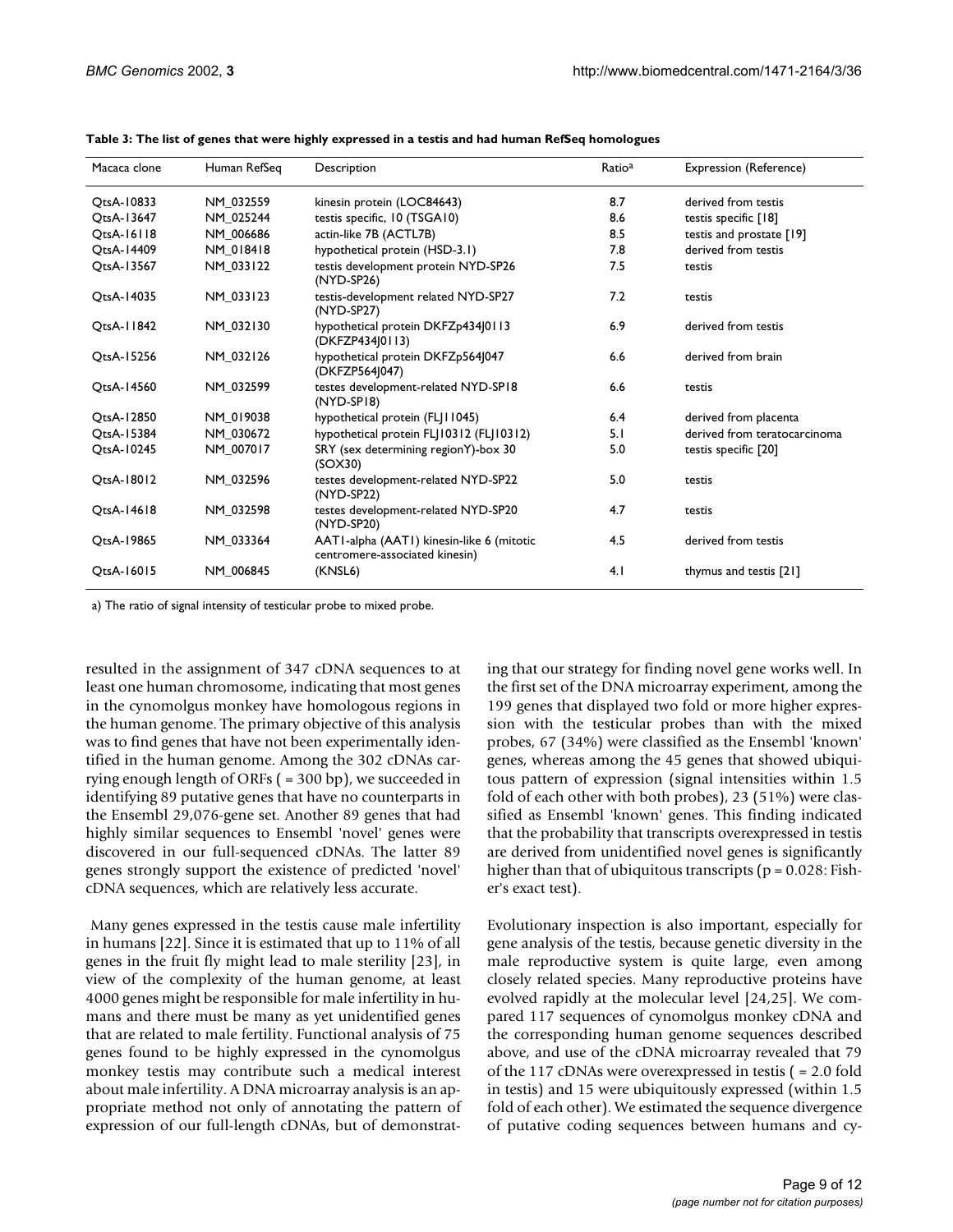**Table 3: The list of genes that were highly expressed in a testis and had human RefSeq homologues**

| Macaca clone | Human RefSeq | Description | Ratio[a] | Expression (Reference) |
|---|---|---|---|---|
| QtsA-10833 | NM_032559 | kinesin protein (LOC84643) | 8.7 | derived from testis |
| QtsA-13647 | NM_025244 | testis specific, 10 (TSGA10) | 8.6 | testis specific [18] |
| QtsA-16118 | NM_006686 | actin-like 7B (ACTL7B) | 8.5 | testis and prostate [19] |
| QtsA-14409 | NM_018418 | hypothetical protein (HSD-3.1) | 7.8 | derived from testis |
| QtsA-13567 | NM_033122 | testis development protein NYD-SP26 (NYD-SP26) | 7.5 | testis |
| QtsA-14035 | NM_033123 | testis-development related NYD-SP27 (NYD-SP27) | 7.2 | testis |
| QtsA-11842 | NM_032130 | hypothetical protein DKFZp434J0113 (DKFZP434J0113) | 6.9 | derived from testis |
| QtsA-15256 | NM_032126 | hypothetical protein DKFZp564J047 (DKFZP564J047) | 6.6 | derived from brain |
| QtsA-14560 | NM_032599 | testes development-related NYD-SP18 (NYD-SP18) | 6.6 | testis |
| QtsA-12850 | NM_019038 | hypothetical protein (FLJ11045) | 6.4 | derived from placenta |
| QtsA-15384 | NM_030672 | hypothetical protein FLJ10312 (FLJ10312) | 5.1 | derived from teratocarcinoma |
| QtsA-10245 | NM_007017 | SRY (sex determining regionY)-box 30 (SOX30) | 5.0 | testis specific [20] |
| QtsA-18012 | NM_032596 | testes development-related NYD-SP22 (NYD-SP22) | 5.0 | testis |
| QtsA-14618 | NM_032598 | testes development-related NYD-SP20 (NYD-SP20) | 4.7 | testis |
| QtsA-19865 | NM_033364 | AAT1-alpha (AAT1) kinesin-like 6 (mitotic centromere-associated kinesin) | 4.5 | derived from testis |
| QtsA-16015 | NM_006845 | (KNSL6) | 4.1 | thymus and testis [21] |

a) The ratio of signal intensity of testicular probe to mixed probe.

resulted in the assignment of 347 cDNA sequences to at least one human chromosome, indicating that most genes in the cynomolgus monkey have homologous regions in the human genome. The primary objective of this analysis was to find genes that have not been experimentally identified in the human genome. Among the 302 cDNAs carrying enough length of ORFs ( = 300 bp), we succeeded in identifying 89 putative genes that have no counterparts in the Ensembl 29,076-gene set. Another 89 genes that had highly similar sequences to Ensembl 'novel' genes were discovered in our full-sequenced cDNAs. The latter 89 genes strongly support the existence of predicted 'novel' cDNA sequences, which are relatively less accurate.

Many genes expressed in the testis cause male infertility in humans [22]. Since it is estimated that up to 11% of all genes in the fruit fly might lead to male sterility [23], in view of the complexity of the human genome, at least 4000 genes might be responsible for male infertility in humans and there must be many as yet unidentified genes that are related to male fertility. Functional analysis of 75 genes found to be highly expressed in the cynomolgus monkey testis may contribute such a medical interest about male infertility. A DNA microarray analysis is an appropriate method not only of annotating the pattern of expression of our full-length cDNAs, but of demonstrating that our strategy for finding novel gene works well. In the first set of the DNA microarray experiment, among the 199 genes that displayed two fold or more higher expression with the testicular probes than with the mixed probes, 67 (34%) were classified as the Ensembl 'known' genes, whereas among the 45 genes that showed ubiquitous pattern of expression (signal intensities within 1.5 fold of each other with both probes), 23 (51%) were classified as Ensembl 'known' genes. This finding indicated that the probability that transcripts overexpressed in testis are derived from unidentified novel genes is significantly higher than that of ubiquitous transcripts ($p = 0.028$: Fisher's exact test).

Evolutionary inspection is also important, especially for gene analysis of the testis, because genetic diversity in the male reproductive system is quite large, even among closely related species. Many reproductive proteins have evolved rapidly at the molecular level [24,25]. We compared 117 sequences of cynomolgus monkey cDNA and the corresponding human genome sequences described above, and use of the cDNA microarray revealed that 79 of the 117 cDNAs were overexpressed in testis ( = 2.0 fold in testis) and 15 were ubiquitously expressed (within 1.5 fold of each other). We estimated the sequence divergence of putative coding sequences between humans and cy-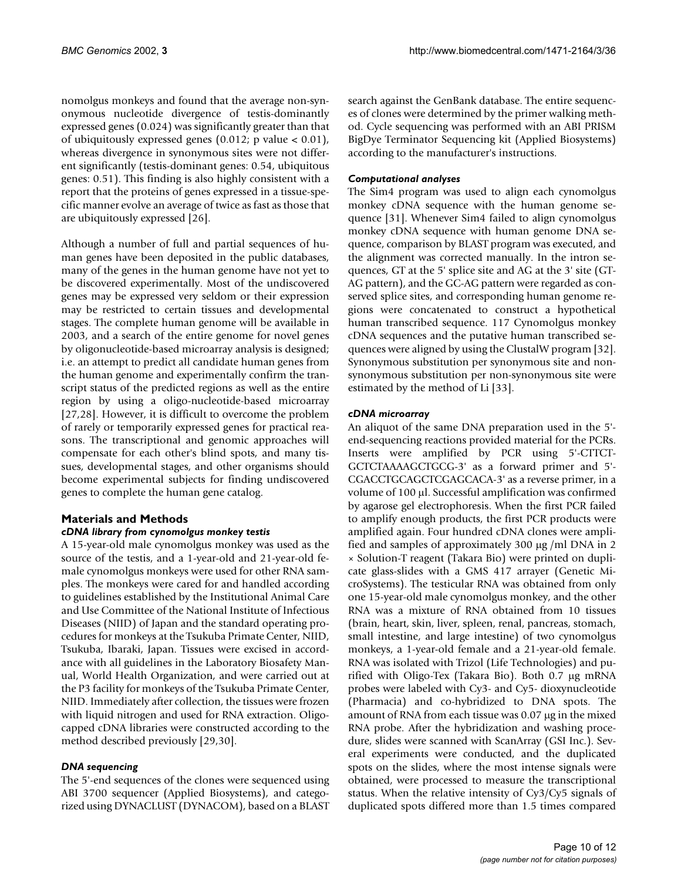nomolgus monkeys and found that the average non-synonymous nucleotide divergence of testis-dominantly expressed genes (0.024) was significantly greater than that of ubiquitously expressed genes (0.012; p value < 0.01), whereas divergence in synonymous sites were not different significantly (testis-dominant genes: 0.54, ubiquitous genes: 0.51). This finding is also highly consistent with a report that the proteins of genes expressed in a tissue-specific manner evolve an average of twice as fast as those that are ubiquitously expressed [26].

Although a number of full and partial sequences of human genes have been deposited in the public databases, many of the genes in the human genome have not yet to be discovered experimentally. Most of the undiscovered genes may be expressed very seldom or their expression may be restricted to certain tissues and developmental stages. The complete human genome will be available in 2003, and a search of the entire genome for novel genes by oligonucleotide-based microarray analysis is designed; i.e. an attempt to predict all candidate human genes from the human genome and experimentally confirm the transcript status of the predicted regions as well as the entire region by using a oligo-nucleotide-based microarray [27,28]. However, it is difficult to overcome the problem of rarely or temporarily expressed genes for practical reasons. The transcriptional and genomic approaches will compensate for each other's blind spots, and many tissues, developmental stages, and other organisms should become experimental subjects for finding undiscovered genes to complete the human gene catalog.

## Materials and Methods

### *cDNA library from cynomolgus monkey testis*

A 15-year-old male cynomolgus monkey was used as the source of the testis, and a 1-year-old and 21-year-old female cynomolgus monkeys were used for other RNA samples. The monkeys were cared for and handled according to guidelines established by the Institutional Animal Care and Use Committee of the National Institute of Infectious Diseases (NIID) of Japan and the standard operating procedures for monkeys at the Tsukuba Primate Center, NIID, Tsukuba, Ibaraki, Japan. Tissues were excised in accordance with all guidelines in the Laboratory Biosafety Manual, World Health Organization, and were carried out at the P3 facility for monkeys of the Tsukuba Primate Center, NIID. Immediately after collection, the tissues were frozen with liquid nitrogen and used for RNA extraction. Oligo-capped cDNA libraries were constructed according to the method described previously [29,30].

### *DNA sequencing*

The 5'-end sequences of the clones were sequenced using ABI 3700 sequencer (Applied Biosystems), and categorized using DYNACLUST (DYNACOM), based on a BLAST search against the GenBank database. The entire sequences of clones were determined by the primer walking method. Cycle sequencing was performed with an ABI PRISM BigDye Terminator Sequencing kit (Applied Biosystems) according to the manufacturer's instructions.

### *Computational analyses*

The Sim4 program was used to align each cynomolgus monkey cDNA sequence with the human genome sequence [31]. Whenever Sim4 failed to align cynomolgus monkey cDNA sequence with human genome DNA sequence, comparison by BLAST program was executed, and the alignment was corrected manually. In the intron sequences, GT at the 5' splice site and AG at the 3' site (GT-AG pattern), and the GC-AG pattern were regarded as conserved splice sites, and corresponding human genome regions were concatenated to construct a hypothetical human transcribed sequence. 117 Cynomolgus monkey cDNA sequences and the putative human transcribed sequences were aligned by using the ClustalW program [32]. Synonymous substitution per synonymous site and non-synonymous substitution per non-synonymous site were estimated by the method of Li [33].

### *cDNA microarray*

An aliquot of the same DNA preparation used in the 5'-end-sequencing reactions provided material for the PCRs. Inserts were amplified by PCR using 5'-CTTCT-GCTCTAAAAGCTGCG-3' as a forward primer and 5'-CGACCTGCAGCTCGAGCACA-3' as a reverse primer, in a volume of 100 μl. Successful amplification was confirmed by agarose gel electrophoresis. When the first PCR failed to amplify enough products, the first PCR products were amplified again. Four hundred cDNA clones were amplified and samples of approximately 300 μg /ml DNA in 2 × Solution-T reagent (Takara Bio) were printed on duplicate glass-slides with a GMS 417 arrayer (Genetic MicroSystems). The testicular RNA was obtained from only one 15-year-old male cynomolgus monkey, and the other RNA was a mixture of RNA obtained from 10 tissues (brain, heart, skin, liver, spleen, renal, pancreas, stomach, small intestine, and large intestine) of two cynomolgus monkeys, a 1-year-old female and a 21-year-old female. RNA was isolated with Trizol (Life Technologies) and purified with Oligo-Tex (Takara Bio). Both 0.7 μg mRNA probes were labeled with Cy3- and Cy5- dioxynucleotide (Pharmacia) and co-hybridized to DNA spots. The amount of RNA from each tissue was 0.07 μg in the mixed RNA probe. After the hybridization and washing procedure, slides were scanned with ScanArray (GSI Inc.). Several experiments were conducted, and the duplicated spots on the slides, where the most intense signals were obtained, were processed to measure the transcriptional status. When the relative intensity of Cy3/Cy5 signals of duplicated spots differed more than 1.5 times compared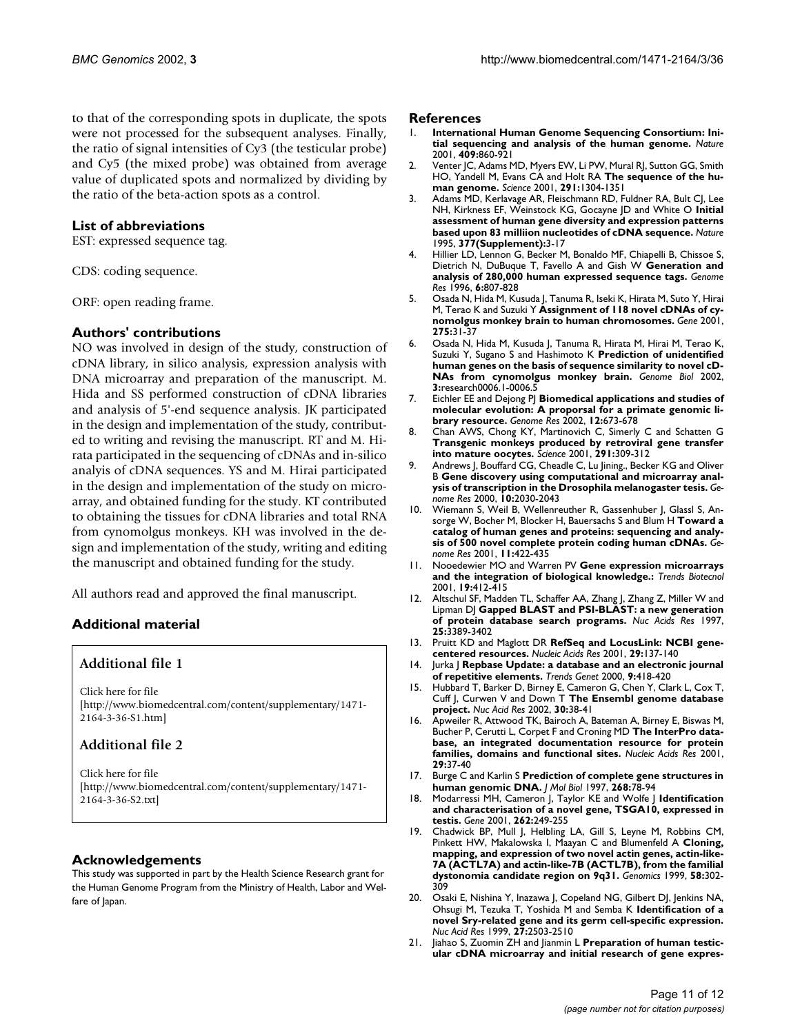to that of the corresponding spots in duplicate, the spots were not processed for the subsequent analyses. Finally, the ratio of signal intensities of Cy3 (the testicular probe) and Cy5 (the mixed probe) was obtained from average value of duplicated spots and normalized by dividing by the ratio of the beta-action spots as a control.

## List of abbreviations

EST: expressed sequence tag.

CDS: coding sequence.

ORF: open reading frame.

## Authors' contributions

NO was involved in design of the study, construction of cDNA library, in silico analysis, expression analysis with DNA microarray and preparation of the manuscript. M. Hida and SS performed construction of cDNA libraries and analysis of 5'-end sequence analysis. JK participated in the design and implementation of the study, contributed to writing and revising the manuscript. RT and M. Hirata participated in the sequencing of cDNAs and in-silico analyis of cDNA sequences. YS and M. Hirai participated in the design and implementation of the study on microarray, and obtained funding for the study. KT contributed to obtaining the tissues for cDNA libraries and total RNA from cynomolgus monkeys. KH was involved in the design and implementation of the study, writing and editing the manuscript and obtained funding for the study.

All authors read and approved the final manuscript.

## Additional material

### Additional file 1

Click here for file
[http://www.biomedcentral.com/content/supplementary/1471-2164-3-36-S1.htm]

### Additional file 2

Click here for file
[http://www.biomedcentral.com/content/supplementary/1471-2164-3-36-S2.txt]

## Acknowledgements

This study was supported in part by the Health Science Research grant for the Human Genome Program from the Ministry of Health, Labor and Welfare of Japan.

## References

1. **International Human Genome Sequencing Consortium: Initial sequencing and analysis of the human genome.** *Nature* 2001, **409:**860-921
2. Venter JC, Adams MD, Myers EW, Li PW, Mural RJ, Sutton GG, Smith HO, Yandell M, Evans CA and Holt RA **The sequence of the human genome.** *Science* 2001, **291:**1304-1351
3. Adams MD, Kerlavage AR, Fleischmann RD, Fuldner RA, Bult CJ, Lee NH, Kirkness EF, Weinstock KG, Gocayne JD and White O **Initial assessment of human gene diversity and expression patterns based upon 83 milliion nucleotides of cDNA sequence.** *Nature* 1995, **377(Supplement):**3-17
4. Hillier LD, Lennon G, Becker M, Bonaldo MF, Chiapelli B, Chissoe S, Dietrich N, DuBuque T, Favello A and Gish W **Generation and analysis of 280,000 human expressed sequence tags.** *Genome Res* 1996, **6:**807-828
5. Osada N, Hida M, Kusuda J, Tanuma R, Iseki K, Hirata M, Suto Y, Hirai M, Terao K and Suzuki Y **Assignment of 118 novel cDNAs of cynomolgus monkey brain to human chromosomes.** *Gene* 2001, **275:**31-37
6. Osada N, Hida M, Kusuda J, Tanuma R, Hirata M, Hirai M, Terao K, Suzuki Y, Sugano S and Hashimoto K **Prediction of unidentified human genes on the basis of sequence similarity to novel cDNAs from cynomolgus monkey brain.** *Genome Biol* 2002, **3:**research0006.1-0006.5
7. Eichler EE and Dejong PJ **Biomedical applications and studies of molecular evolution: A proporsal for a primate genomic library resource.** *Genome Res* 2002, **12:**673-678
8. Chan AWS, Chong KY, Martinovich C, Simerly C and Schatten G **Transgenic monkeys produced by retroviral gene transfer into mature oocytes.** *Science* 2001, **291:**309-312
9. Andrews J, Bouffard CG, Cheadle C, Lu Jining., Becker KG and Oliver B **Gene discovery using computational and microarray analysis of transcription in the Drosophila melanogaster tesis.** *Genome Res* 2000, **10:**2030-2043
10. Wiemann S, Weil B, Wellenreuther R, Gassenhuber J, Glassl S, Ansorge W, Bocher M, Blocker H, Bauersachs S and Blum H **Toward a catalog of human genes and proteins: sequencing and analysis of 500 novel complete protein coding human cDNAs.** *Genome Res* 2001, **11:**422-435
11. Nooedewier MO and Warren PV **Gene expression microarrays and the integration of biological knowledge.:** *Trends Biotecnol* 2001, **19:**412-415
12. Altschul SF, Madden TL, Schaffer AA, Zhang J, Zhang Z, Miller W and Lipman DJ **Gapped BLAST and PSI-BLAST: a new generation of protein database search programs.** *Nuc Acids Res* 1997, **25:**3389-3402
13. Pruitt KD and Maglott DR **RefSeq and LocusLink: NCBI gene-centered resources.** *Nucleic Acids Res* 2001, **29:**137-140
14. Jurka J **Repbase Update: a database and an electronic journal of repetitive elements.** *Trends Genet* 2000, **9:**418-420
15. Hubbard T, Barker D, Birney E, Cameron G, Chen Y, Clark L, Cox T, Cuff J, Curwen V and Down T **The Ensembl genome database project.** *Nuc Acid Res* 2002, **30:**38-41
16. Apweiler R, Attwood TK, Bairoch A, Bateman A, Birney E, Biswas M, Bucher P, Cerutti L, Corpet F and Croning MD **The InterPro database, an integrated documentation resource for protein families, domains and functional sites.** *Nucleic Acids Res* 2001, **29:**37-40
17. Burge C and Karlin S **Prediction of complete gene structures in human genomic DNA.** *J Mol Biol* 1997, **268:**78-94
18. Modarressi MH, Cameron J, Taylor KE and Wolfe J **Identification and characterisation of a novel gene, TSGA10, expressed in testis.** *Gene* 2001, **262:**249-255
19. Chadwick BP, Mull J, Helbling LA, Gill S, Leyne M, Robbins CM, Pinkett HW, Makalowska I, Maayan C and Blumenfeld A **Cloning, mapping, and expression of two novel actin genes, actin-like-7A (ACTL7A) and actin-like-7B (ACTL7B), from the familial dystonomia candidate region on 9q31.** *Genomics* 1999, **58:**302-309
20. Osaki E, Nishina Y, Inazawa J, Copeland NG, Gilbert DJ, Jenkins NA, Ohsugi M, Tezuka T, Yoshida M and Semba K **Identification of a novel Sry-related gene and its germ cell-specific expression.** *Nuc Acid Res* 1999, **27:**2503-2510
21. Jiahao S, Zuomin ZH and Jianmin L **Preparation of human testicular cDNA microarray and initial research of gene expres-**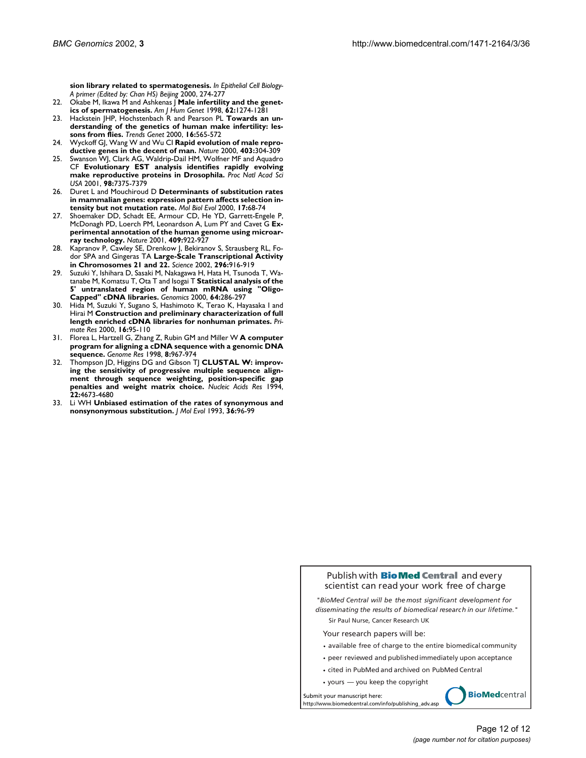sion library related to spermatogenesis. *In Epithelial Cell Biology-A primer (Edited by: Chan HS) Beijing* 2000, 274-277

22. Okabe M, Ikawa M and Ashkenas J **Male infertility and the genetics of spermatogenesis.** *Am J Hum Genet* 1998, **62:**1274-1281
23. Hackstein JHP, Hochstenbach R and Pearson PL **Towards an understanding of the genetics of human make infertility: lessons from flies.** *Trends Genet* 2000, **16:**565-572
24. Wyckoff GJ, Wang W and Wu CI **Rapid evolution of male reproductive genes in the decent of man.** *Nature* 2000, **403:**304-309
25. Swanson WJ, Clark AG, Waldrip-Dail HM, Wolfner MF and Aquadro CF **Evolutionary EST analysis identifies rapidly evolving make reproductive proteins in Drosophila.** *Proc Natl Acad Sci USA* 2001, **98:**7375-7379
26. Duret L and Mouchiroud D **Determinants of substitution rates in mammalian genes: expression pattern affects selection intensity but not mutation rate.** *Mol Biol Evol* 2000, **17:**68-74
27. Shoemaker DD, Schadt EE, Armour CD, He YD, Garrett-Engele P, McDonagh PD, Loerch PM, Leonardson A, Lum PY and Cavet G **Experimental annotation of the human genome using microarray technology.** *Nature* 2001, **409:**922-927
28. Kapranov P, Cawley SE, Drenkow J, Bekiranov S, Strausberg RL, Fodor SPA and Gingeras TA **Large-Scale Transcriptional Activity in Chromosomes 21 and 22.** *Science* 2002, **296:**916-919
29. Suzuki Y, Ishihara D, Sasaki M, Nakagawa H, Hata H, Tsunoda T, Watanabe M, Komatsu T, Ota T and Isogai T **Statistical analysis of the 5' untranslated region of human mRNA using "Oligo-Capped" cDNA libraries.** *Genomics* 2000, **64:**286-297
30. Hida M, Suzuki Y, Sugano S, Hashimoto K, Terao K, Hayasaka I and Hirai M **Construction and preliminary characterization of full length enriched cDNA libraries for nonhuman primates.** *Primate Res* 2000, **16:**95-110
31. Florea L, Hartzell G, Zhang Z, Rubin GM and Miller W **A computer program for aligning a cDNA sequence with a genomic DNA sequence.** *Genome Res* 1998, **8:**967-974
32. Thompson JD, Higgins DG and Gibson TJ **CLUSTAL W: improving the sensitivity of progressive multiple sequence alignment through sequence weighting, position-specific gap penalties and weight matrix choice.** *Nucleic Acids Res* 1994, **22:**4673-4680
33. Li WH **Unbiased estimation of the rates of synonymous and nonsynonymous substitution.** *J Mol Evol* 1993, **36:**96-99

Publish with **BioMed Central** and every scientist can read your work free of charge

*"BioMed Central will be the most significant development for disseminating the results of biomedical research in our lifetime."*

Sir Paul Nurse, Cancer Research UK

Your research papers will be:

- available free of charge to the entire biomedical community
- peer reviewed and published immediately upon acceptance
- cited in PubMed and archived on PubMed Central
- yours — you keep the copyright

Submit your manuscript here:
http://www.biomedcentral.com/info/publishing_adv.asp

**BioMed**central